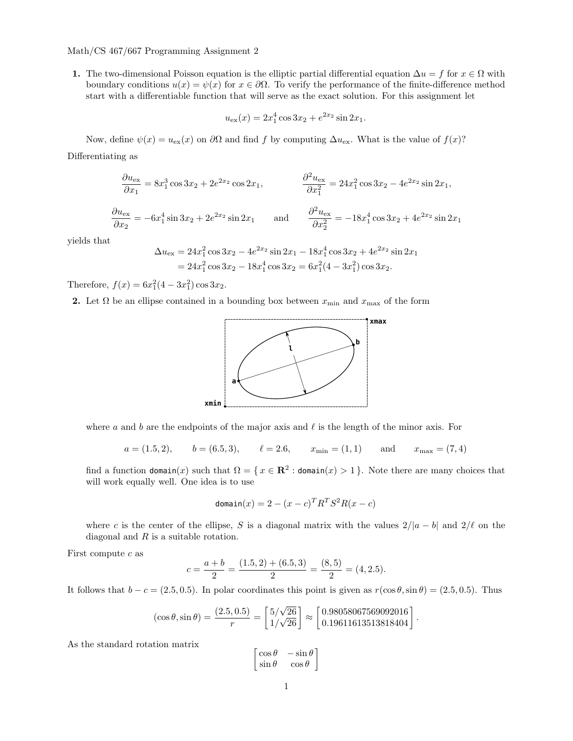Math/CS 467/667 Programming Assignment 2

**1.** The two-dimensional Poisson equation is the elliptic partial differential equation $\Delta u = f$ for $x \in \Omega$ with boundary conditions $u(x) = \psi(x)$ for $x \in \partial\Omega$. To verify the performance of the finite-difference method start with a differentiable function that will serve as the exact solution. For this assignment let

$$u_{\rm ex}(x) = 2x_1^4 \cos 3x_2 + e^{2x_2} \sin 2x_1.$$

Now, define $\psi(x) = u_{\rm ex}(x)$ on $\partial\Omega$ and find $f$ by computing $\Delta u_{\rm ex}$. What is the value of $f(x)$?

Differentiating as

$$\frac{\partial u_{\rm ex}}{\partial x_1} = 8x_1^3 \cos 3x_2 + 2e^{2x_2} \cos 2x_1, \qquad \frac{\partial^2 u_{\rm ex}}{\partial x_1^2} = 24x_1^2 \cos 3x_2 - 4e^{2x_2} \sin 2x_1,$$

$$\frac{\partial u_{\rm ex}}{\partial x_2} = -6x_1^4 \sin 3x_2 + 2e^{2x_2} \sin 2x_1 \qquad \text{and} \qquad \frac{\partial^2 u_{\rm ex}}{\partial x_2^2} = -18x_1^4 \cos 3x_2 + 4e^{2x_2} \sin 2x_1$$

yields that

$$\begin{aligned}\Delta u_{\rm ex} &= 24x_1^2 \cos 3x_2 - 4e^{2x_2} \sin 2x_1 - 18x_1^4 \cos 3x_2 + 4e^{2x_2} \sin 2x_1 \\ &= 24x_1^2 \cos 3x_2 - 18x_1^4 \cos 3x_2 = 6x_1^2(4 - 3x_1^2) \cos 3x_2.\end{aligned}$$

Therefore, $f(x) = 6x_1^2(4 - 3x_1^2) \cos 3x_2$.

**2.** Let $\Omega$ be an ellipse contained in a bounding box between $x_{\rm min}$ and $x_{\rm max}$ of the form

where $a$ and $b$ are the endpoints of the major axis and $\ell$ is the length of the minor axis. For

$$a = (1.5, 2), \qquad b = (6.5, 3), \qquad \ell = 2.6, \qquad x_{\rm min} = (1, 1) \qquad \text{and} \qquad x_{\rm max} = (7, 4)$$

find a function `domain`$(x)$ such that $\Omega = \{\, x \in \mathbf{R}^2 : \texttt{domain}(x) > 1 \,\}$. Note there are many choices that will work equally well. One idea is to use

$$\texttt{domain}(x) = 2 - (x - c)^T R^T S^2 R (x - c)$$

where $c$ is the center of the ellipse, $S$ is a diagonal matrix with the values $2/|a - b|$ and $2/\ell$ on the diagonal and $R$ is a suitable rotation.

First compute $c$ as

$$c = \frac{a + b}{2} = \frac{(1.5, 2) + (6.5, 3)}{2} = \frac{(8, 5)}{2} = (4, 2.5).$$

It follows that $b - c = (2.5, 0.5)$. In polar coordinates this point is given as $r(\cos\theta, \sin\theta) = (2.5, 0.5)$. Thus

$$(\cos\theta, \sin\theta) = \frac{(2.5, 0.5)}{r} = \begin{bmatrix} 5/\sqrt{26} \\ 1/\sqrt{26} \end{bmatrix} \approx \begin{bmatrix} 0.98058067569092016 \\ 0.19611613513818404 \end{bmatrix}.$$

As the standard rotation matrix

$$\begin{bmatrix} \cos\theta & -\sin\theta \\ \sin\theta & \cos\theta \end{bmatrix}$$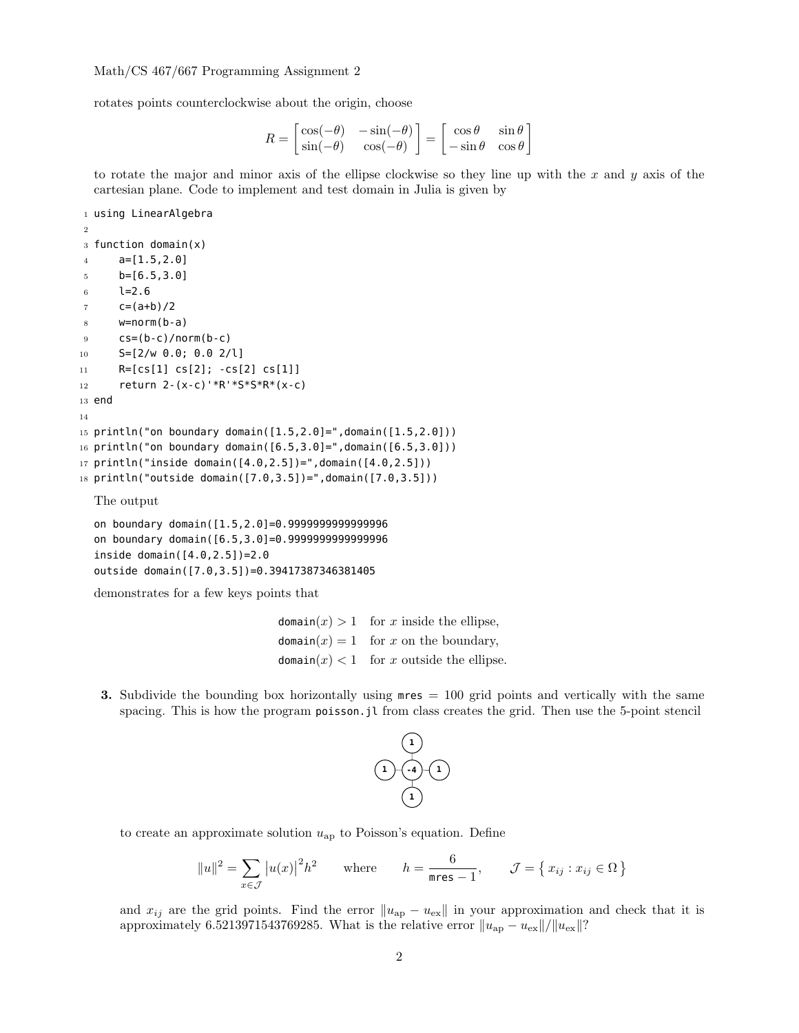rotates points counterclockwise about the origin, choose

$$R = \begin{bmatrix} \cos(-\theta) & -\sin(-\theta) \\ \sin(-\theta) & \cos(-\theta) \end{bmatrix} = \begin{bmatrix} \cos\theta & \sin\theta \\ -\sin\theta & \cos\theta \end{bmatrix}$$

to rotate the major and minor axis of the ellipse clockwise so they line up with the $x$ and $y$ axis of the cartesian plane. Code to implement and test domain in Julia is given by

```
using LinearAlgebra

function domain(x)
    a=[1.5,2.0]
    b=[6.5,3.0]
    l=2.6
    c=(a+b)/2
    w=norm(b-a)
    cs=(b-c)/norm(b-c)
    S=[2/w 0.0; 0.0 2/l]
    R=[cs[1] cs[2]; -cs[2] cs[1]]
    return 2-(x-c)'*R'*S*S*R*(x-c)
end

println("on boundary domain([1.5,2.0]=",domain([1.5,2.0]))
println("on boundary domain([6.5,3.0]=",domain([6.5,3.0]))
println("inside domain([4.0,2.5])=",domain([4.0,2.5]))
println("outside domain([7.0,3.5])=",domain([7.0,3.5]))
```

The output

```
on boundary domain([1.5,2.0]=0.9999999999999996
on boundary domain([6.5,3.0]=0.9999999999999996
inside domain([4.0,2.5])=2.0
outside domain([7.0,3.5])=0.39417387346381405
```

demonstrates for a few keys points that

$$\begin{aligned} \texttt{domain}(x) &> 1 \quad \text{for } x \text{ inside the ellipse,} \\ \texttt{domain}(x) &= 1 \quad \text{for } x \text{ on the boundary,} \\ \texttt{domain}(x) &< 1 \quad \text{for } x \text{ outside the ellipse.} \end{aligned}$$

**3.** Subdivide the bounding box horizontally using `mres` $= 100$ grid points and vertically with the same spacing. This is how the program `poisson.jl` from class creates the grid. Then use the 5-point stencil

$$\begin{array}{ccc} & 1 & \\ 1 & -4 & 1 \\ & 1 & \end{array}$$

to create an approximate solution $u_{\text{ap}}$ to Poisson's equation. Define

$$\|u\|^2 = \sum_{x \in \mathcal{J}} |u(x)|^2 h^2 \qquad \text{where} \qquad h = \frac{6}{\texttt{mres} - 1}, \qquad \mathcal{J} = \{\, x_{ij} : x_{ij} \in \Omega \,\}$$

and $x_{ij}$ are the grid points. Find the error $\|u_{\text{ap}} - u_{\text{ex}}\|$ in your approximation and check that it is approximately 6.5213971543769285. What is the relative error $\|u_{\text{ap}} - u_{\text{ex}}\| / \|u_{\text{ex}}\|$?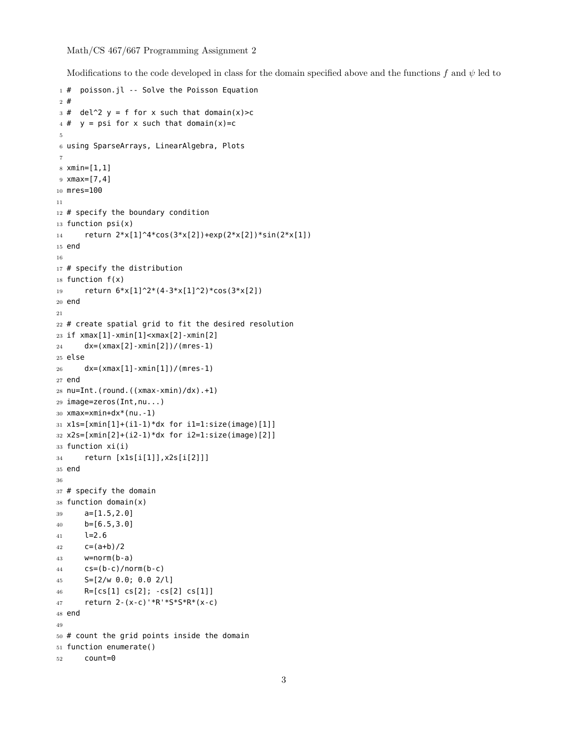Modifications to the code developed in class for the domain specified above and the functions $f$ and $\psi$ led to

```
#  poisson.jl -- Solve the Poisson Equation
#
#  del^2 y = f for x such that domain(x)>c
#  y = psi for x such that domain(x)=c

using SparseArrays, LinearAlgebra, Plots

xmin=[1,1]
xmax=[7,4]
mres=100

# specify the boundary condition
function psi(x)
    return 2*x[1]^4*cos(3*x[2])+exp(2*x[2])*sin(2*x[1])
end

# specify the distribution
function f(x)
    return 6*x[1]^2*(4-3*x[1]^2)*cos(3*x[2])
end

# create spatial grid to fit the desired resolution
if xmax[1]-xmin[1]<xmax[2]-xmin[2]
    dx=(xmax[2]-xmin[2])/(mres-1)
else
    dx=(xmax[1]-xmin[1])/(mres-1)
end
nu=Int.(round.((xmax-xmin)/dx).+1)
image=zeros(Int,nu...)
xmax=xmin+dx*(nu.-1)
x1s=[xmin[1]+(i1-1)*dx for i1=1:size(image)[1]]
x2s=[xmin[2]+(i2-1)*dx for i2=1:size(image)[2]]
function xi(i)
    return [x1s[i[1]],x2s[i[2]]]
end

# specify the domain
function domain(x)
    a=[1.5,2.0]
    b=[6.5,3.0]
    l=2.6
    c=(a+b)/2
    w=norm(b-a)
    cs=(b-c)/norm(b-c)
    S=[2/w 0.0; 0.0 2/l]
    R=[cs[1] cs[2]; -cs[2] cs[1]]
    return 2-(x-c)'*R'*S*S*R*(x-c)
end

# count the grid points inside the domain
function enumerate()
    count=0
```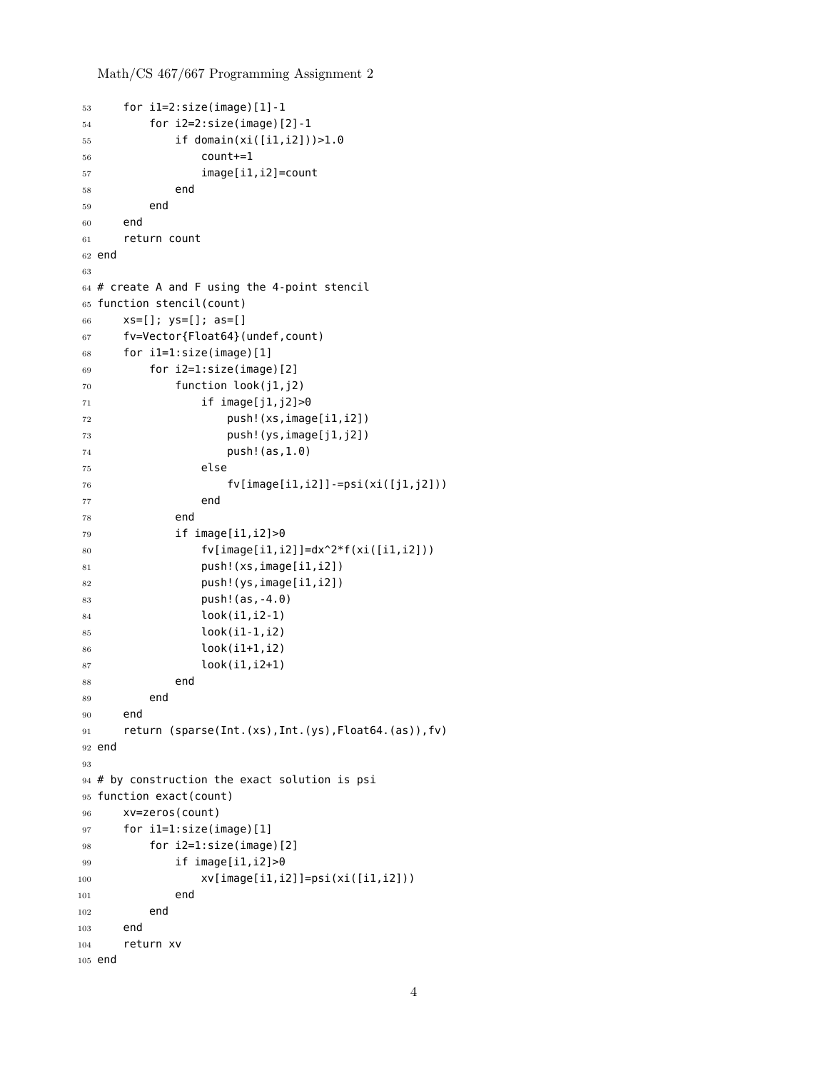```
    for i1=2:size(image)[1]-1
        for i2=2:size(image)[2]-1
            if domain(xi([i1,i2]))>1.0
                count+=1
                image[i1,i2]=count
            end
        end
    end
    return count
end

# create A and F using the 4-point stencil
function stencil(count)
    xs=[]; ys=[]; as=[]
    fv=Vector{Float64}(undef,count)
    for i1=1:size(image)[1]
        for i2=1:size(image)[2]
            function look(j1,j2)
                if image[j1,j2]>0
                    push!(xs,image[i1,i2])
                    push!(ys,image[j1,j2])
                    push!(as,1.0)
                else
                    fv[image[i1,i2]]-=psi(xi([j1,j2]))
                end
            end
            if image[i1,i2]>0
                fv[image[i1,i2]]=dx^2*f(xi([i1,i2]))
                push!(xs,image[i1,i2])
                push!(ys,image[i1,i2])
                push!(as,-4.0)
                look(i1,i2-1)
                look(i1-1,i2)
                look(i1+1,i2)
                look(i1,i2+1)
            end
        end
    end
    return (sparse(Int.(xs),Int.(ys),Float64.(as)),fv)
end

# by construction the exact solution is psi
function exact(count)
    xv=zeros(count)
    for i1=1:size(image)[1]
        for i2=1:size(image)[2]
            if image[i1,i2]>0
                xv[image[i1,i2]]=psi(xi([i1,i2]))
            end
        end
    end
    return xv
end
```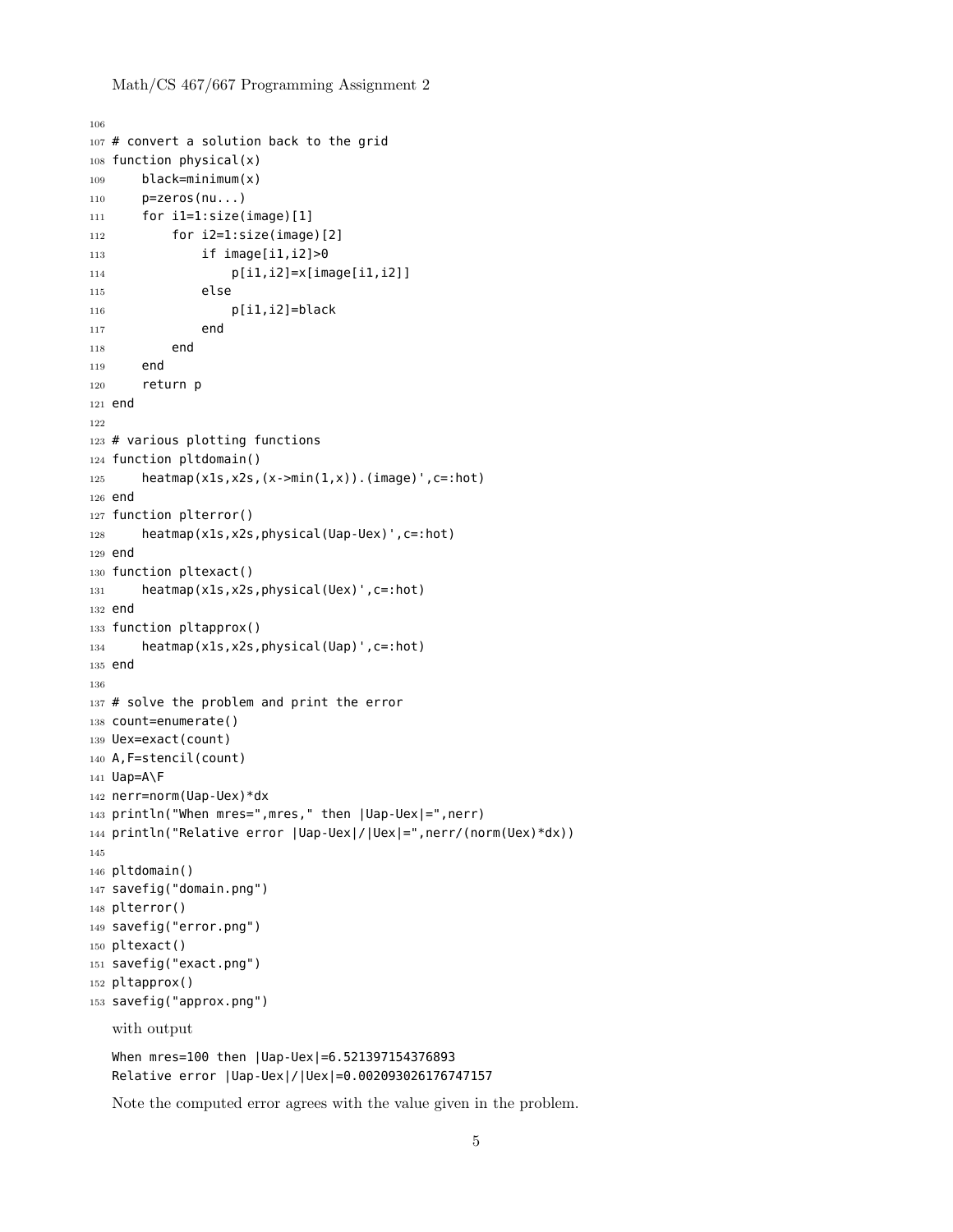```
106
107 # convert a solution back to the grid
108 function physical(x)
109     black=minimum(x)
110     p=zeros(nu...)
111     for i1=1:size(image)[1]
112         for i2=1:size(image)[2]
113             if image[i1,i2]>0
114                 p[i1,i2]=x[image[i1,i2]]
115             else
116                 p[i1,i2]=black
117             end
118         end
119     end
120     return p
121 end
122
123 # various plotting functions
124 function pltdomain()
125     heatmap(x1s,x2s,(x->min(1,x)).(image)',c=:hot)
126 end
127 function plterror()
128     heatmap(x1s,x2s,physical(Uap-Uex)',c=:hot)
129 end
130 function pltexact()
131     heatmap(x1s,x2s,physical(Uex)',c=:hot)
132 end
133 function pltapprox()
134     heatmap(x1s,x2s,physical(Uap)',c=:hot)
135 end
136
137 # solve the problem and print the error
138 count=enumerate()
139 Uex=exact(count)
140 A,F=stencil(count)
141 Uap=A\F
142 nerr=norm(Uap-Uex)*dx
143 println("When mres=",mres," then |Uap-Uex|=",nerr)
144 println("Relative error |Uap-Uex|/|Uex|=",nerr/(norm(Uex)*dx))
145
146 pltdomain()
147 savefig("domain.png")
148 plterror()
149 savefig("error.png")
150 pltexact()
151 savefig("exact.png")
152 pltapprox()
153 savefig("approx.png")
```

with output

```
When mres=100 then |Uap-Uex|=6.521397154376893
Relative error |Uap-Uex|/|Uex|=0.002093026176747157
```

Note the computed error agrees with the value given in the problem.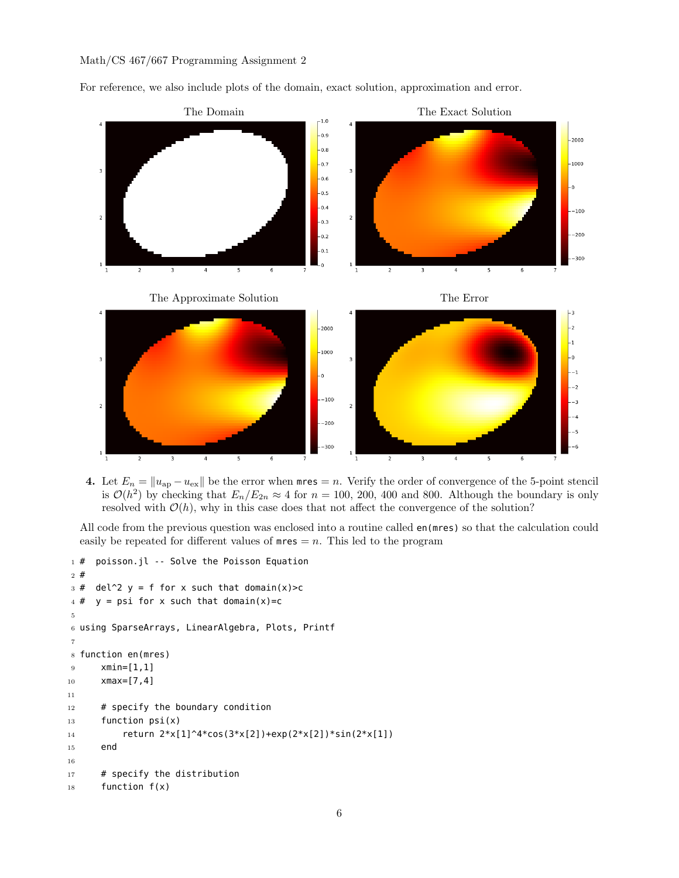For reference, we also include plots of the domain, exact solution, approximation and error.

The Domain

The Exact Solution

The Approximate Solution

The Error

**4.** Let $E_n = \|u_{\text{ap}} - u_{\text{ex}}\|$ be the error when `mres` $= n$. Verify the order of convergence of the 5-point stencil is $\mathcal{O}(h^2)$ by checking that $E_n/E_{2n} \approx 4$ for $n = 100$, 200, 400 and 800. Although the boundary is only resolved with $\mathcal{O}(h)$, why in this case does that not affect the convergence of the solution?

All code from the previous question was enclosed into a routine called `en(mres)` so that the calculation could easily be repeated for different values of `mres` $= n$. This led to the program

```
#  poisson.jl -- Solve the Poisson Equation
#
#  del^2 y = f for x such that domain(x)>c
#  y = psi for x such that domain(x)=c

using SparseArrays, LinearAlgebra, Plots, Printf

function en(mres)
    xmin=[1,1]
    xmax=[7,4]

    # specify the boundary condition
    function psi(x)
        return 2*x[1]^4*cos(3*x[2])+exp(2*x[2])*sin(2*x[1])
    end

    # specify the distribution
    function f(x)
```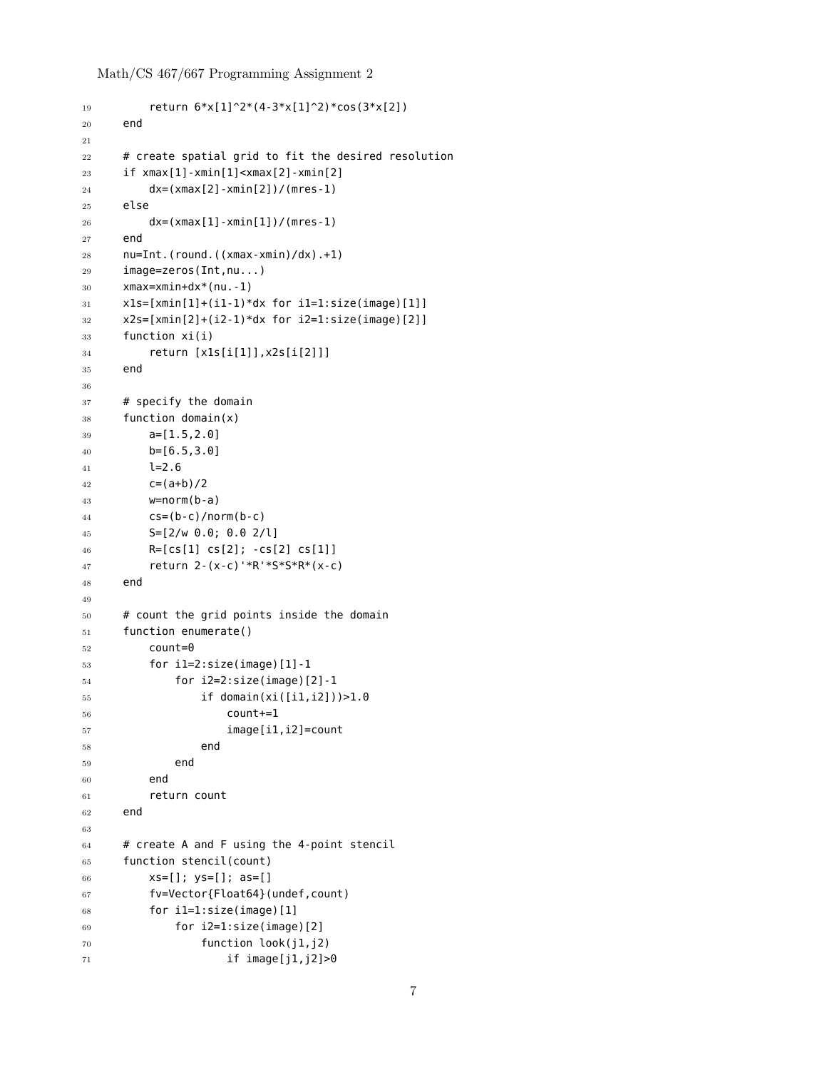```
        return 6*x[1]^2*(4-3*x[1]^2)*cos(3*x[2])
    end

    # create spatial grid to fit the desired resolution
    if xmax[1]-xmin[1]<xmax[2]-xmin[2]
        dx=(xmax[2]-xmin[2])/(mres-1)
    else
        dx=(xmax[1]-xmin[1])/(mres-1)
    end
    nu=Int.(round.((xmax-xmin)/dx).+1)
    image=zeros(Int,nu...)
    xmax=xmin+dx*(nu.-1)
    x1s=[xmin[1]+(i1-1)*dx for i1=1:size(image)[1]]
    x2s=[xmin[2]+(i2-1)*dx for i2=1:size(image)[2]]
    function xi(i)
        return [x1s[i[1]],x2s[i[2]]]
    end

    # specify the domain
    function domain(x)
        a=[1.5,2.0]
        b=[6.5,3.0]
        l=2.6
        c=(a+b)/2
        w=norm(b-a)
        cs=(b-c)/norm(b-c)
        S=[2/w 0.0; 0.0 2/l]
        R=[cs[1] cs[2]; -cs[2] cs[1]]
        return 2-(x-c)'*R'*S*S*R*(x-c)
    end

    # count the grid points inside the domain
    function enumerate()
        count=0
        for i1=2:size(image)[1]-1
            for i2=2:size(image)[2]-1
                if domain(xi([i1,i2]))>1.0
                    count+=1
                    image[i1,i2]=count
                end
            end
        end
        return count
    end

    # create A and F using the 4-point stencil
    function stencil(count)
        xs=[]; ys=[]; as=[]
        fv=Vector{Float64}(undef,count)
        for i1=1:size(image)[1]
            for i2=1:size(image)[2]
                function look(j1,j2)
                    if image[j1,j2]>0
```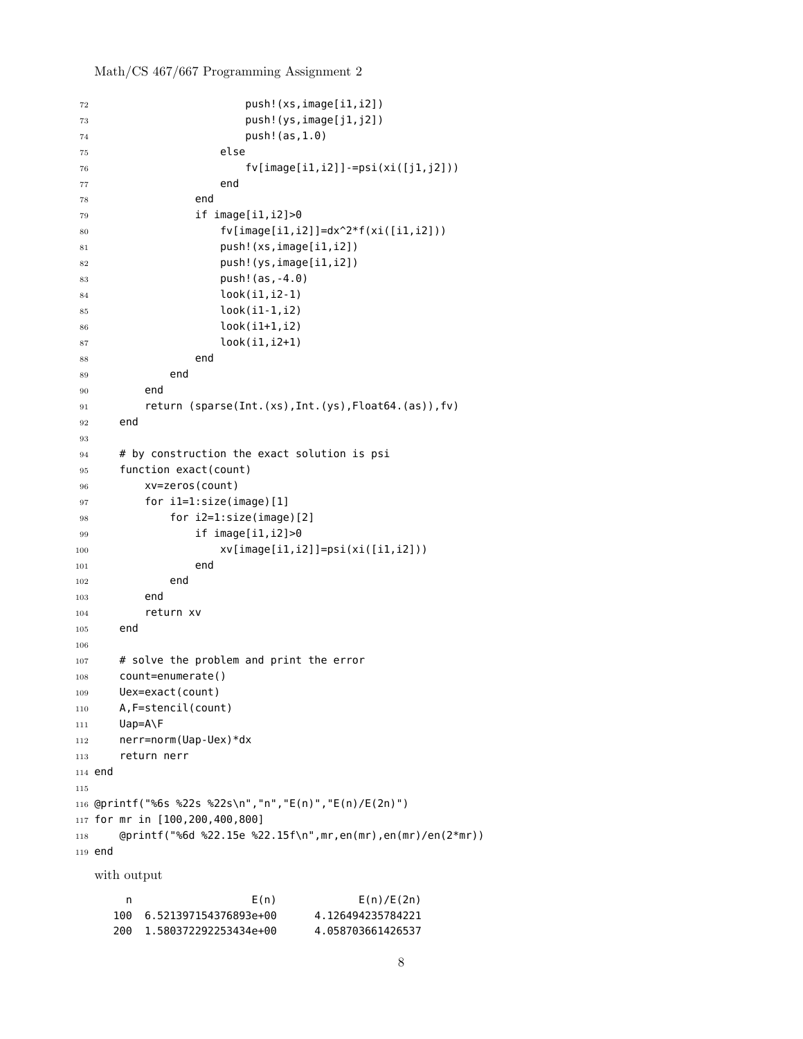```
                    push!(xs,image[i1,i2])
                    push!(ys,image[j1,j2])
                    push!(as,1.0)
                else
                    fv[image[i1,i2]]-=psi(xi([j1,j2]))
                end
            end
            if image[i1,i2]>0
                fv[image[i1,i2]]=dx^2*f(xi([i1,i2]))
                push!(xs,image[i1,i2])
                push!(ys,image[i1,i2])
                push!(as,-4.0)
                look(i1,i2-1)
                look(i1-1,i2)
                look(i1+1,i2)
                look(i1,i2+1)
            end
        end
    end
    return (sparse(Int.(xs),Int.(ys),Float64.(as)),fv)
end

# by construction the exact solution is psi
function exact(count)
    xv=zeros(count)
    for i1=1:size(image)[1]
        for i2=1:size(image)[2]
            if image[i1,i2]>0
                xv[image[i1,i2]]=psi(xi([i1,i2]))
            end
        end
    end
    return xv
end

# solve the problem and print the error
count=enumerate()
Uex=exact(count)
A,F=stencil(count)
Uap=A\F
nerr=norm(Uap-Uex)*dx
return nerr
end

@printf("%6s %22s %22s\n","n","E(n)","E(n)/E(2n)")
for mr in [100,200,400,800]
    @printf("%6d %22.15e %22.15f\n",mr,en(mr),en(mr)/en(2*mr))
end
```

with output

```
     n                   E(n)             E(n)/E(2n)
   100  6.521397154376893e+00      4.126494235784221
   200  1.580372292253434e+00      4.058703661426537
```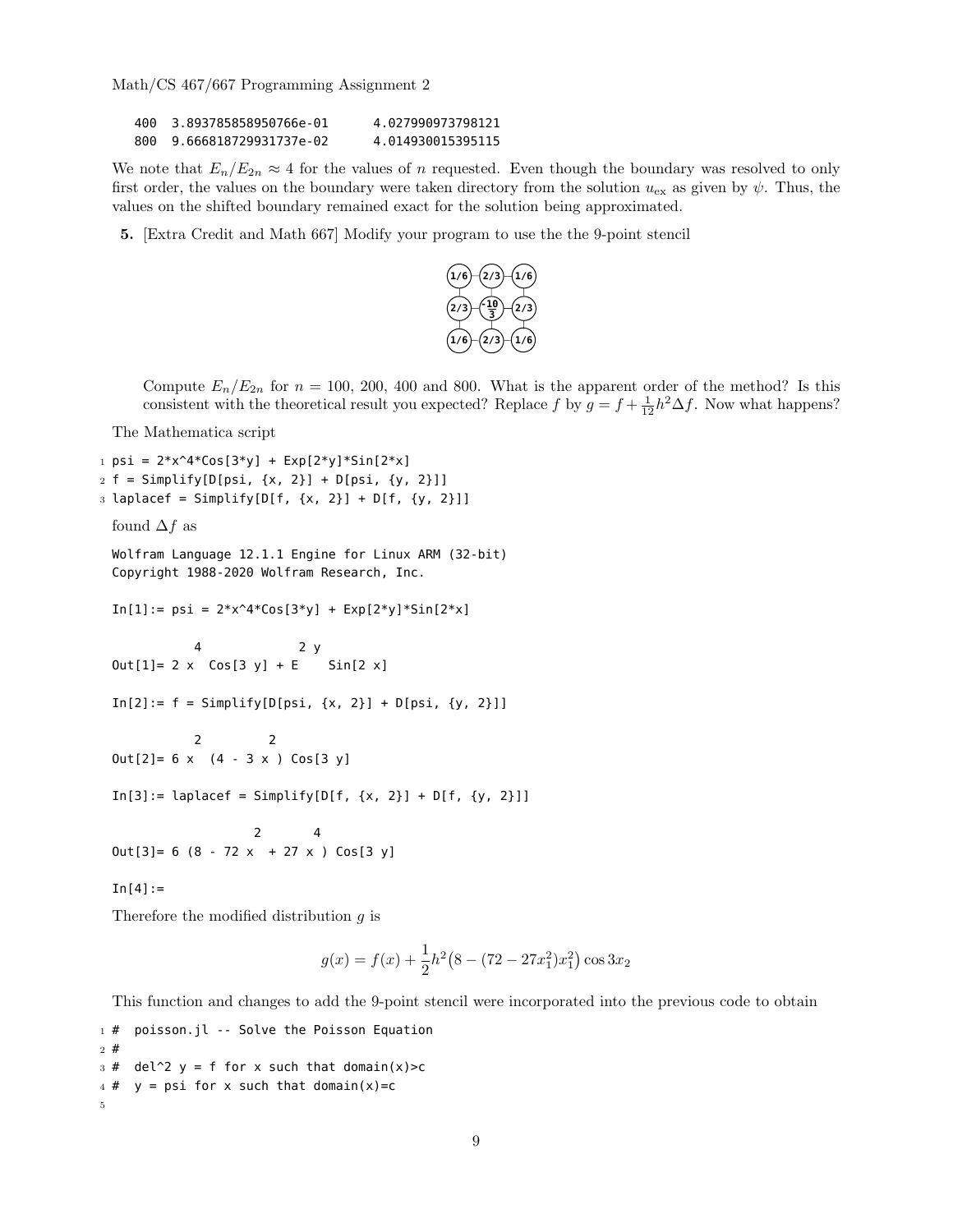```
400 3.893785858950766e-01      4.027990973798121
800 9.666818729931737e-02      4.014930015395115
```

We note that $E_n/E_{2n} \approx 4$ for the values of $n$ requested. Even though the boundary was resolved to only first order, the values on the boundary were taken directory from the solution $u_{\text{ex}}$ as given by $\psi$. Thus, the values on the shifted boundary remained exact for the solution being approximated.

**5.** [Extra Credit and Math 667] Modify your program to use the the 9-point stencil

$$\begin{matrix} 1/6 & 2/3 & 1/6 \\ 2/3 & -\frac{10}{3} & 2/3 \\ 1/6 & 2/3 & 1/6 \end{matrix}$$

Compute $E_n/E_{2n}$ for $n = 100$, 200, 400 and 800. What is the apparent order of the method? Is this consistent with the theoretical result you expected? Replace $f$ by $g = f + \frac{1}{12}h^2\Delta f$. Now what happens?

The Mathematica script

```
psi = 2*x^4*Cos[3*y] + Exp[2*y]*Sin[2*x]
f = Simplify[D[psi, {x, 2}] + D[psi, {y, 2}]]
laplacef = Simplify[D[f, {x, 2}] + D[f, {y, 2}]]
```

found $\Delta f$ as

```
Wolfram Language 12.1.1 Engine for Linux ARM (32-bit)
Copyright 1988-2020 Wolfram Research, Inc.

In[1]:= psi = 2*x^4*Cos[3*y] + Exp[2*y]*Sin[2*x]

            4             2 y
Out[1]= 2 x  Cos[3 y] + E    Sin[2 x]

In[2]:= f = Simplify[D[psi, {x, 2}] + D[psi, {y, 2}]]

            2         2
Out[2]= 6 x  (4 - 3 x ) Cos[3 y]

In[3]:= laplacef = Simplify[D[f, {x, 2}] + D[f, {y, 2}]]

                      2       4
Out[3]= 6 (8 - 72 x  + 27 x ) Cos[3 y]

In[4]:=
```

Therefore the modified distribution $g$ is

$$g(x) = f(x) + \frac{1}{2}h^2\big(8 - (72 - 27x_1^2)x_1^2\big)\cos 3x_2$$

This function and changes to add the 9-point stencil were incorporated into the previous code to obtain

```
#  poisson.jl -- Solve the Poisson Equation
#
#  del^2 y = f for x such that domain(x)>c
#  y = psi for x such that domain(x)=c

```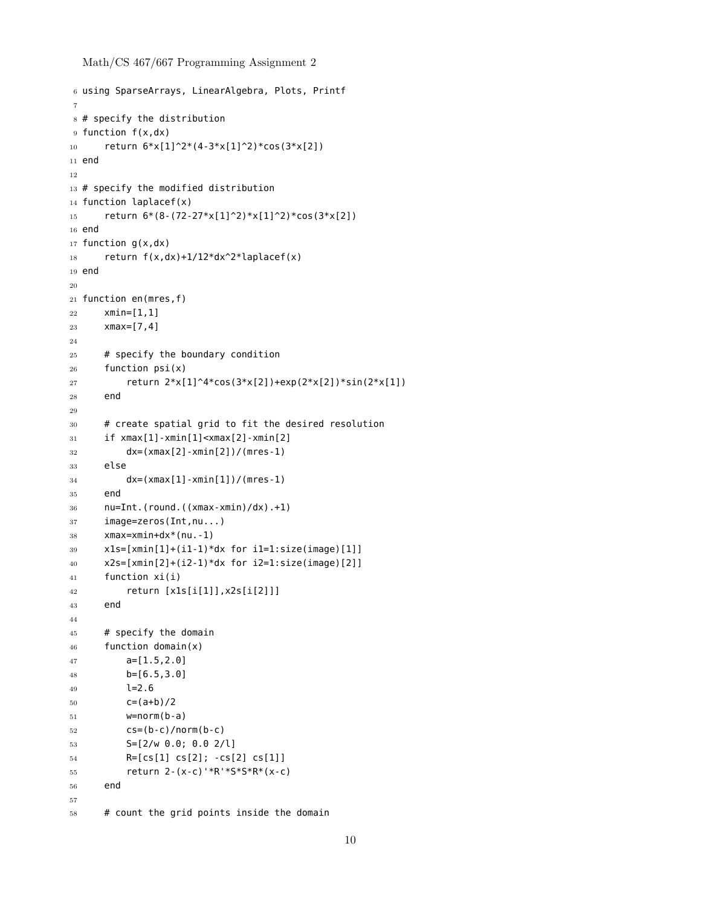```
using SparseArrays, LinearAlgebra, Plots, Printf

# specify the distribution
function f(x,dx)
    return 6*x[1]^2*(4-3*x[1]^2)*cos(3*x[2])
end

# specify the modified distribution
function laplacef(x)
    return 6*(8-(72-27*x[1]^2)*x[1]^2)*cos(3*x[2])
end
function g(x,dx)
    return f(x,dx)+1/12*dx^2*laplacef(x)
end

function en(mres,f)
    xmin=[1,1]
    xmax=[7,4]

    # specify the boundary condition
    function psi(x)
        return 2*x[1]^4*cos(3*x[2])+exp(2*x[2])*sin(2*x[1])
    end

    # create spatial grid to fit the desired resolution
    if xmax[1]-xmin[1]<xmax[2]-xmin[2]
        dx=(xmax[2]-xmin[2])/(mres-1)
    else
        dx=(xmax[1]-xmin[1])/(mres-1)
    end
    nu=Int.(round.((xmax-xmin)/dx).+1)
    image=zeros(Int,nu...)
    xmax=xmin+dx*(nu.-1)
    x1s=[xmin[1]+(i1-1)*dx for i1=1:size(image)[1]]
    x2s=[xmin[2]+(i2-1)*dx for i2=1:size(image)[2]]
    function xi(i)
        return [x1s[i[1]],x2s[i[2]]]
    end

    # specify the domain
    function domain(x)
        a=[1.5,2.0]
        b=[6.5,3.0]
        l=2.6
        c=(a+b)/2
        w=norm(b-a)
        cs=(b-c)/norm(b-c)
        S=[2/w 0.0; 0.0 2/l]
        R=[cs[1] cs[2]; -cs[2] cs[1]]
        return 2-(x-c)'*R'*S*S*R*(x-c)
    end

    # count the grid points inside the domain
```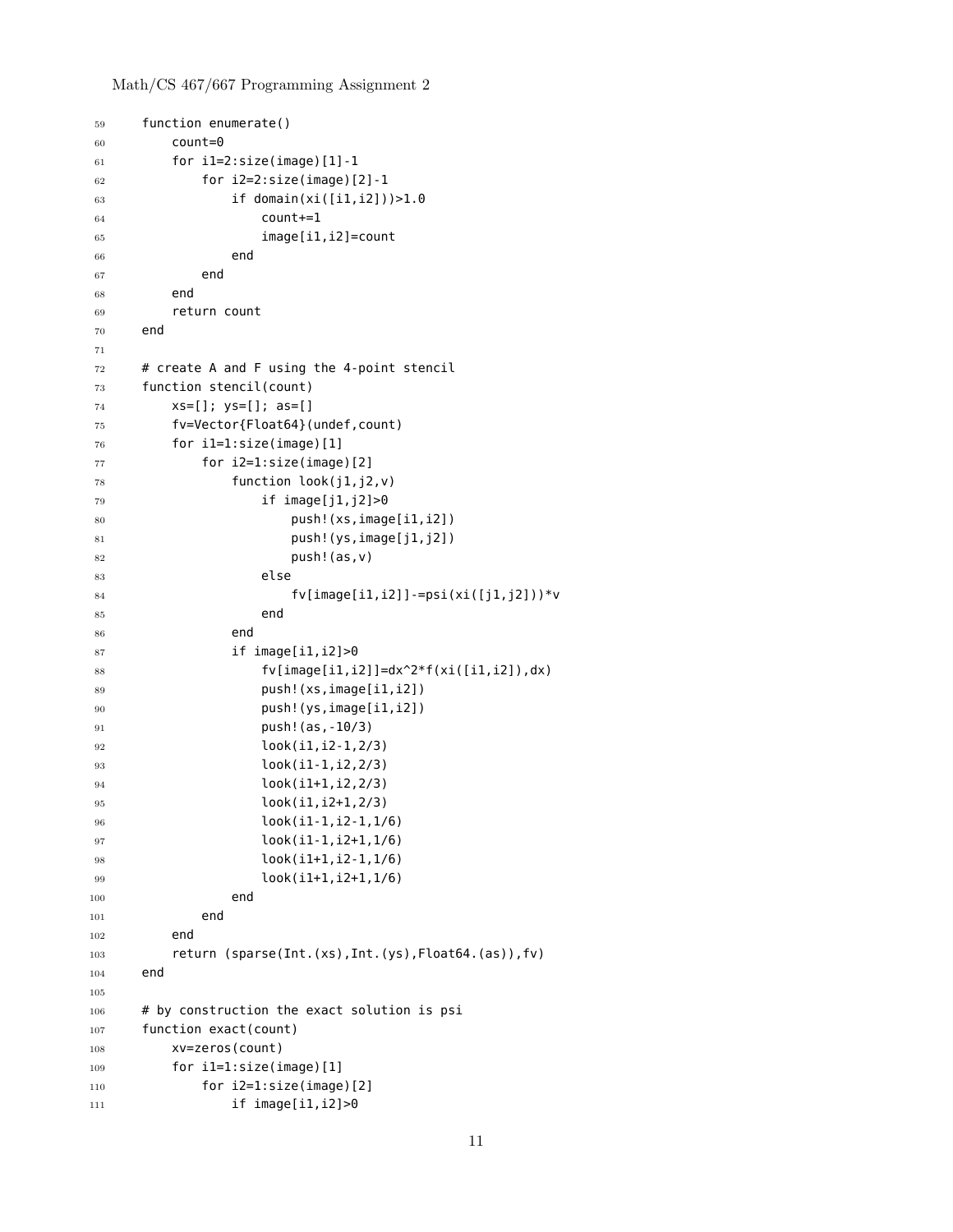```
    function enumerate()
        count=0
        for i1=2:size(image)[1]-1
            for i2=2:size(image)[2]-1
                if domain(xi([i1,i2]))>1.0
                    count+=1
                    image[i1,i2]=count
                end
            end
        end
        return count
    end

    # create A and F using the 4-point stencil
    function stencil(count)
        xs=[]; ys=[]; as=[]
        fv=Vector{Float64}(undef,count)
        for i1=1:size(image)[1]
            for i2=1:size(image)[2]
                function look(j1,j2,v)
                    if image[j1,j2]>0
                        push!(xs,image[i1,i2])
                        push!(ys,image[j1,j2])
                        push!(as,v)
                    else
                        fv[image[i1,i2]]-=psi(xi([j1,j2]))*v
                    end
                end
                if image[i1,i2]>0
                    fv[image[i1,i2]]=dx^2*f(xi([i1,i2]),dx)
                    push!(xs,image[i1,i2])
                    push!(ys,image[i1,i2])
                    push!(as,-10/3)
                    look(i1,i2-1,2/3)
                    look(i1-1,i2,2/3)
                    look(i1+1,i2,2/3)
                    look(i1,i2+1,2/3)
                    look(i1-1,i2-1,1/6)
                    look(i1-1,i2+1,1/6)
                    look(i1+1,i2-1,1/6)
                    look(i1+1,i2+1,1/6)
                end
            end
        end
        return (sparse(Int.(xs),Int.(ys),Float64.(as)),fv)
    end

    # by construction the exact solution is psi
    function exact(count)
        xv=zeros(count)
        for i1=1:size(image)[1]
            for i2=1:size(image)[2]
                if image[i1,i2]>0
```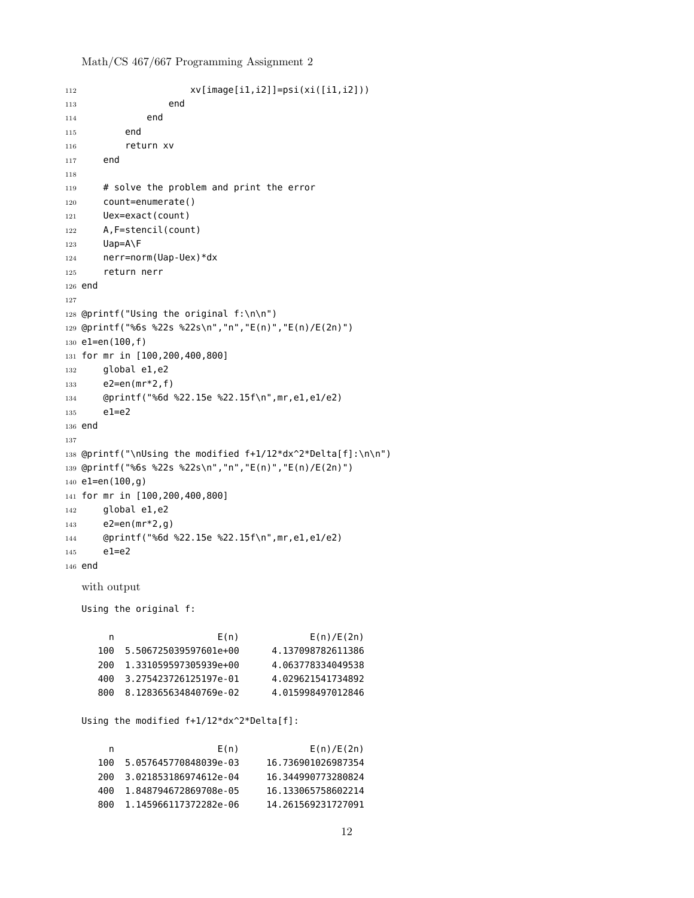```
                    xv[image[i1,i2]]=psi(xi([i1,i2]))
                end
            end
        end
        return xv
    end

    # solve the problem and print the error
    count=enumerate()
    Uex=exact(count)
    A,F=stencil(count)
    Uap=A\F
    nerr=norm(Uap-Uex)*dx
    return nerr
end

@printf("Using the original f:\n\n")
@printf("%6s %22s %22s\n","n","E(n)","E(n)/E(2n)")
e1=en(100,f)
for mr in [100,200,400,800]
    global e1,e2
    e2=en(mr*2,f)
    @printf("%6d %22.15e %22.15f\n",mr,e1,e1/e2)
    e1=e2
end

@printf("\nUsing the modified f+1/12*dx^2*Delta[f]:\n\n")
@printf("%6s %22s %22s\n","n","E(n)","E(n)/E(2n)")
e1=en(100,g)
for mr in [100,200,400,800]
    global e1,e2
    e2=en(mr*2,g)
    @printf("%6d %22.15e %22.15f\n",mr,e1,e1/e2)
    e1=e2
end
```

with output

```
Using the original f:

     n                   E(n)             E(n)/E(2n)
   100  5.506725039597601e+00      4.137098782611386
   200  1.331059597305939e+00      4.063778334049538
   400  3.275423726125197e-01      4.029621541734892
   800  8.128365634840769e-02      4.015998497012846

Using the modified f+1/12*dx^2*Delta[f]:

     n                   E(n)             E(n)/E(2n)
   100  5.057645770848039e-03     16.736901026987354
   200  3.021853186974612e-04     16.344990773280824
   400  1.848794672869708e-05     16.133065758602214
   800  1.145966117372282e-06     14.261569231727091
```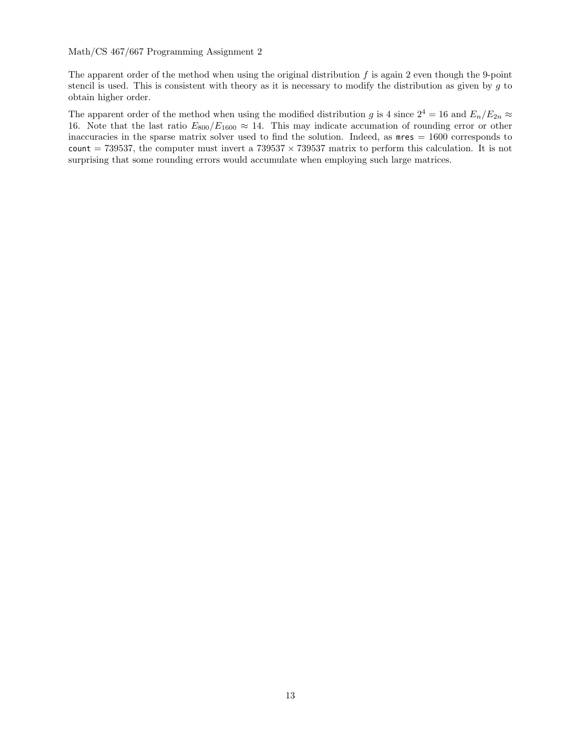The apparent order of the method when using the original distribution $f$ is again 2 even though the 9-point stencil is used. This is consistent with theory as it is necessary to modify the distribution as given by $g$ to obtain higher order.

The apparent order of the method when using the modified distribution $g$ is 4 since $2^4 = 16$ and $E_n/E_{2n} \approx 16$. Note that the last ratio $E_{800}/E_{1600} \approx 14$. This may indicate accumation of rounding error or other inaccuracies in the sparse matrix solver used to find the solution. Indeed, as `mres` $= 1600$ corresponds to `count` $= 739537$, the computer must invert a $739537 \times 739537$ matrix to perform this calculation. It is not surprising that some rounding errors would accumulate when employing such large matrices.